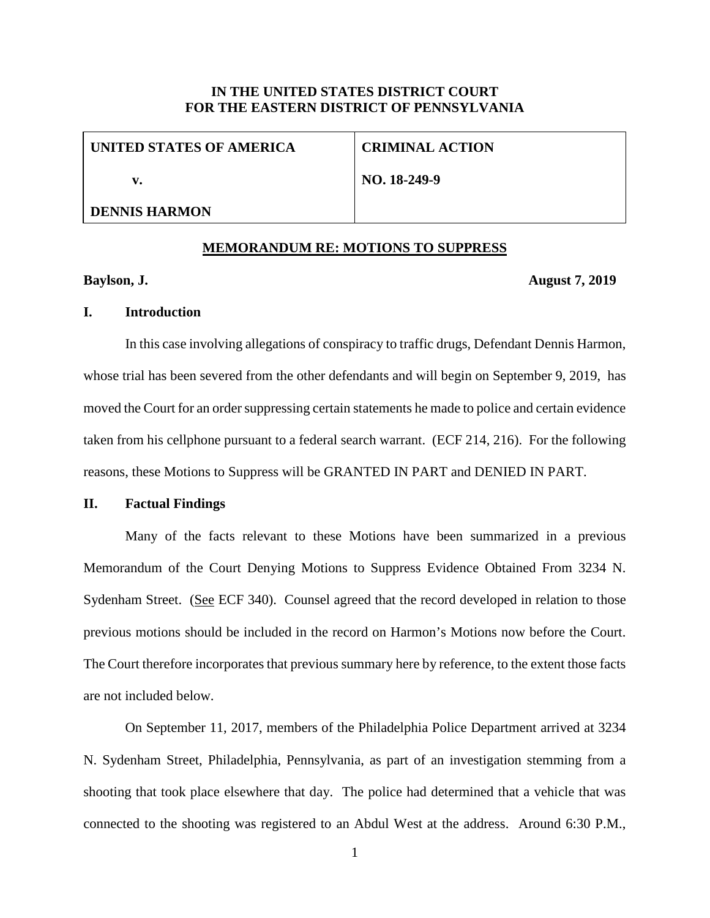**IN THE UNITED STATES DISTRICT COURT**
**FOR THE EASTERN DISTRICT OF PENNSYLVANIA**

| UNITED STATES OF AMERICA | CRIMINAL ACTION |
|---|---|
| v. | NO. 18-249-9 |
| DENNIS HARMON | |

**MEMORANDUM RE: MOTIONS TO SUPPRESS**

**Baylson, J.** **August 7, 2019**

## I. Introduction

In this case involving allegations of conspiracy to traffic drugs, Defendant Dennis Harmon, whose trial has been severed from the other defendants and will begin on September 9, 2019, has moved the Court for an order suppressing certain statements he made to police and certain evidence taken from his cellphone pursuant to a federal search warrant. (ECF 214, 216). For the following reasons, these Motions to Suppress will be GRANTED IN PART and DENIED IN PART.

## II. Factual Findings

Many of the facts relevant to these Motions have been summarized in a previous Memorandum of the Court Denying Motions to Suppress Evidence Obtained From 3234 N. Sydenham Street. (See ECF 340). Counsel agreed that the record developed in relation to those previous motions should be included in the record on Harmon's Motions now before the Court. The Court therefore incorporates that previous summary here by reference, to the extent those facts are not included below.

On September 11, 2017, members of the Philadelphia Police Department arrived at 3234 N. Sydenham Street, Philadelphia, Pennsylvania, as part of an investigation stemming from a shooting that took place elsewhere that day. The police had determined that a vehicle that was connected to the shooting was registered to an Abdul West at the address. Around 6:30 P.M.,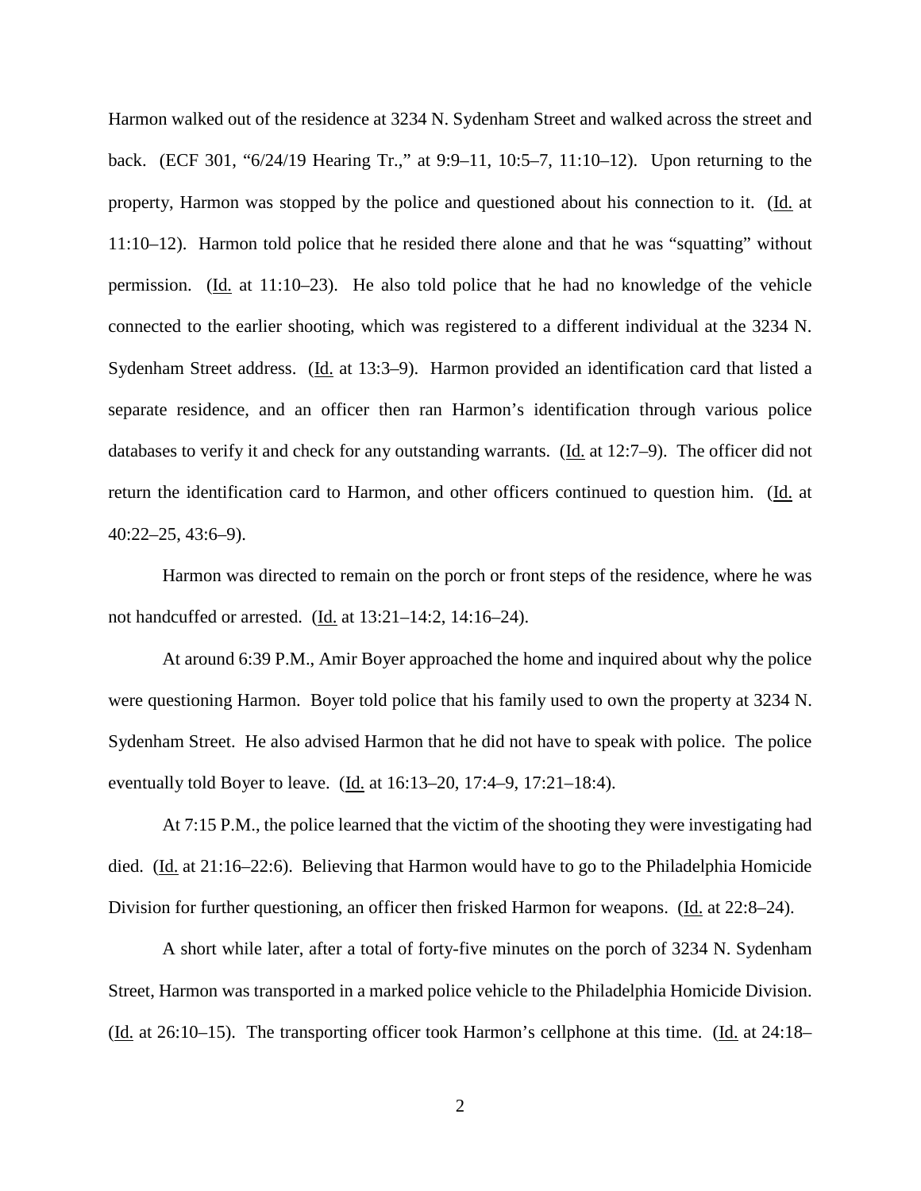Harmon walked out of the residence at 3234 N. Sydenham Street and walked across the street and back. (ECF 301, "6/24/19 Hearing Tr.," at 9:9–11, 10:5–7, 11:10–12). Upon returning to the property, Harmon was stopped by the police and questioned about his connection to it. (Id. at 11:10–12). Harmon told police that he resided there alone and that he was "squatting" without permission. (Id. at 11:10–23). He also told police that he had no knowledge of the vehicle connected to the earlier shooting, which was registered to a different individual at the 3234 N. Sydenham Street address. (Id. at 13:3–9). Harmon provided an identification card that listed a separate residence, and an officer then ran Harmon's identification through various police databases to verify it and check for any outstanding warrants. (Id. at 12:7–9). The officer did not return the identification card to Harmon, and other officers continued to question him. (Id. at 40:22–25, 43:6–9).

Harmon was directed to remain on the porch or front steps of the residence, where he was not handcuffed or arrested. (Id. at 13:21–14:2, 14:16–24).

At around 6:39 P.M., Amir Boyer approached the home and inquired about why the police were questioning Harmon. Boyer told police that his family used to own the property at 3234 N. Sydenham Street. He also advised Harmon that he did not have to speak with police. The police eventually told Boyer to leave. (Id. at 16:13–20, 17:4–9, 17:21–18:4).

At 7:15 P.M., the police learned that the victim of the shooting they were investigating had died. (Id. at 21:16–22:6). Believing that Harmon would have to go to the Philadelphia Homicide Division for further questioning, an officer then frisked Harmon for weapons. (Id. at 22:8–24).

A short while later, after a total of forty-five minutes on the porch of 3234 N. Sydenham Street, Harmon was transported in a marked police vehicle to the Philadelphia Homicide Division. (Id. at 26:10–15). The transporting officer took Harmon's cellphone at this time. (Id. at 24:18–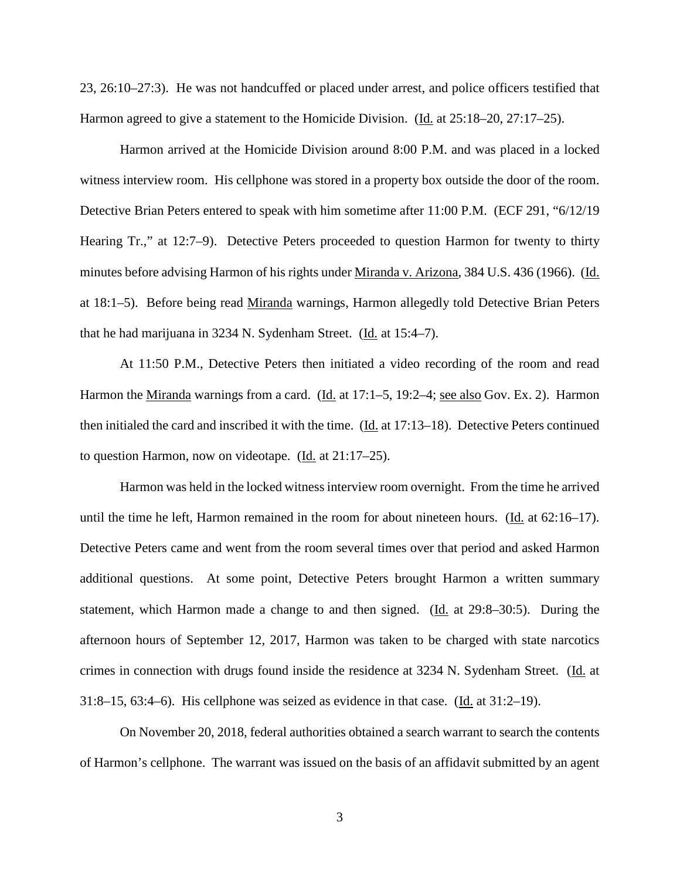23, 26:10–27:3). He was not handcuffed or placed under arrest, and police officers testified that Harmon agreed to give a statement to the Homicide Division. (Id. at 25:18–20, 27:17–25).

Harmon arrived at the Homicide Division around 8:00 P.M. and was placed in a locked witness interview room. His cellphone was stored in a property box outside the door of the room. Detective Brian Peters entered to speak with him sometime after 11:00 P.M. (ECF 291, "6/12/19 Hearing Tr.," at 12:7–9). Detective Peters proceeded to question Harmon for twenty to thirty minutes before advising Harmon of his rights under Miranda v. Arizona, 384 U.S. 436 (1966). (Id. at 18:1–5). Before being read Miranda warnings, Harmon allegedly told Detective Brian Peters that he had marijuana in 3234 N. Sydenham Street. (Id. at 15:4–7).

At 11:50 P.M., Detective Peters then initiated a video recording of the room and read Harmon the Miranda warnings from a card. (Id. at 17:1–5, 19:2–4; see also Gov. Ex. 2). Harmon then initialed the card and inscribed it with the time. (Id. at 17:13–18). Detective Peters continued to question Harmon, now on videotape. (Id. at 21:17–25).

Harmon was held in the locked witness interview room overnight. From the time he arrived until the time he left, Harmon remained in the room for about nineteen hours. (Id. at 62:16–17). Detective Peters came and went from the room several times over that period and asked Harmon additional questions. At some point, Detective Peters brought Harmon a written summary statement, which Harmon made a change to and then signed. (Id. at 29:8–30:5). During the afternoon hours of September 12, 2017, Harmon was taken to be charged with state narcotics crimes in connection with drugs found inside the residence at 3234 N. Sydenham Street. (Id. at 31:8–15, 63:4–6). His cellphone was seized as evidence in that case. (Id. at 31:2–19).

On November 20, 2018, federal authorities obtained a search warrant to search the contents of Harmon's cellphone. The warrant was issued on the basis of an affidavit submitted by an agent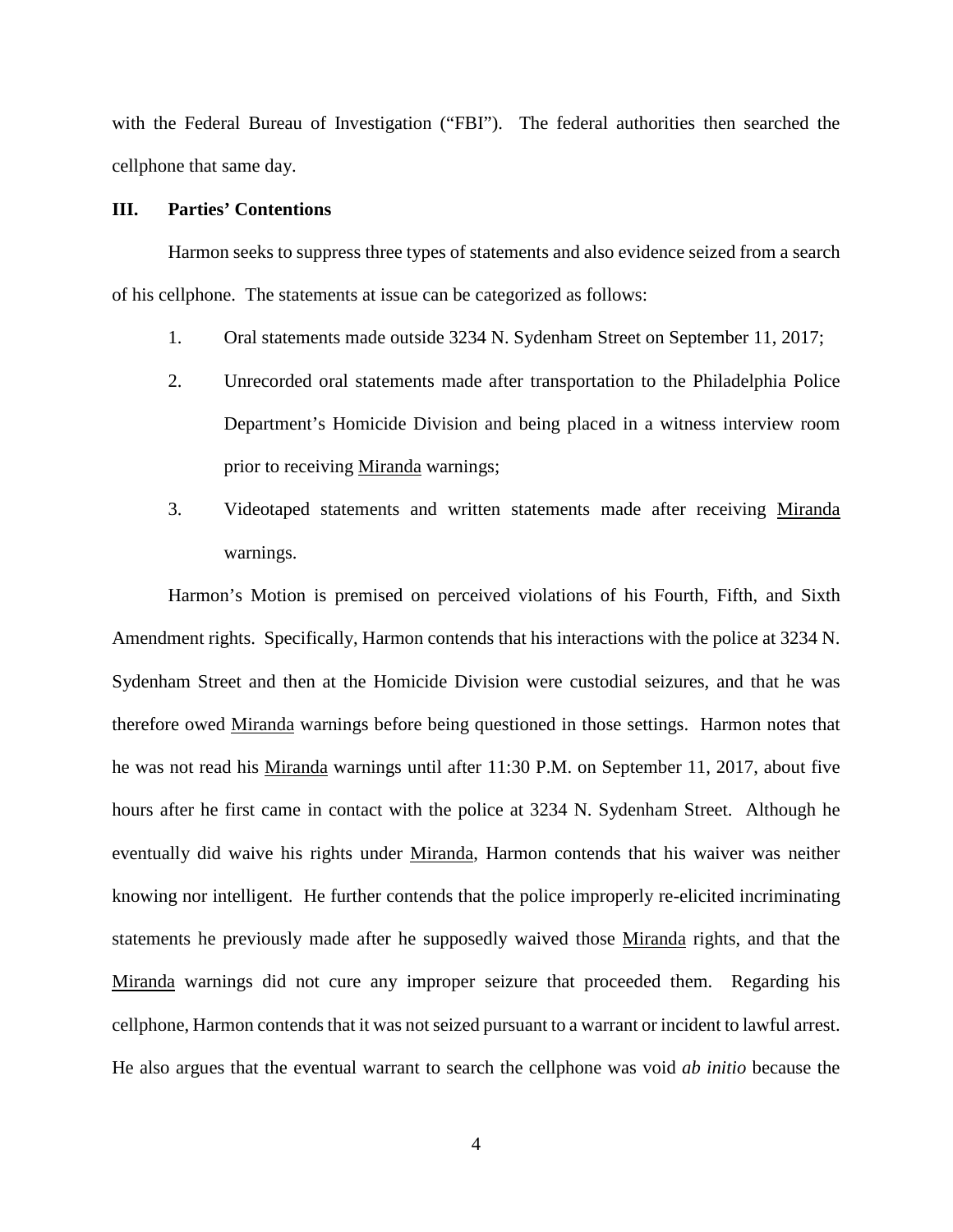with the Federal Bureau of Investigation ("FBI"). The federal authorities then searched the cellphone that same day.

### III. Parties' Contentions

Harmon seeks to suppress three types of statements and also evidence seized from a search of his cellphone. The statements at issue can be categorized as follows:

1. Oral statements made outside 3234 N. Sydenham Street on September 11, 2017;
2. Unrecorded oral statements made after transportation to the Philadelphia Police Department's Homicide Division and being placed in a witness interview room prior to receiving Miranda warnings;
3. Videotaped statements and written statements made after receiving Miranda warnings.

Harmon's Motion is premised on perceived violations of his Fourth, Fifth, and Sixth Amendment rights. Specifically, Harmon contends that his interactions with the police at 3234 N. Sydenham Street and then at the Homicide Division were custodial seizures, and that he was therefore owed Miranda warnings before being questioned in those settings. Harmon notes that he was not read his Miranda warnings until after 11:30 P.M. on September 11, 2017, about five hours after he first came in contact with the police at 3234 N. Sydenham Street. Although he eventually did waive his rights under Miranda, Harmon contends that his waiver was neither knowing nor intelligent. He further contends that the police improperly re-elicited incriminating statements he previously made after he supposedly waived those Miranda rights, and that the Miranda warnings did not cure any improper seizure that proceeded them. Regarding his cellphone, Harmon contends that it was not seized pursuant to a warrant or incident to lawful arrest. He also argues that the eventual warrant to search the cellphone was void *ab initio* because the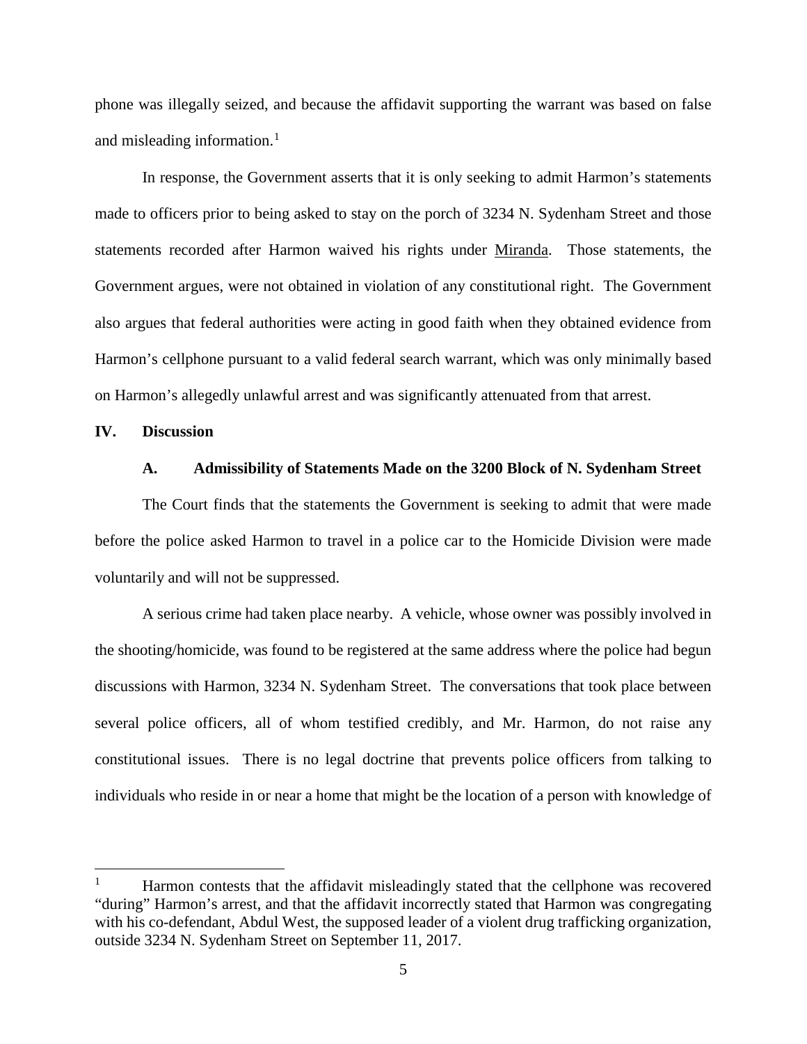phone was illegally seized, and because the affidavit supporting the warrant was based on false and misleading information.[1]

In response, the Government asserts that it is only seeking to admit Harmon's statements made to officers prior to being asked to stay on the porch of 3234 N. Sydenham Street and those statements recorded after Harmon waived his rights under Miranda. Those statements, the Government argues, were not obtained in violation of any constitutional right. The Government also argues that federal authorities were acting in good faith when they obtained evidence from Harmon's cellphone pursuant to a valid federal search warrant, which was only minimally based on Harmon's allegedly unlawful arrest and was significantly attenuated from that arrest.

## IV. Discussion

### A. Admissibility of Statements Made on the 3200 Block of N. Sydenham Street

The Court finds that the statements the Government is seeking to admit that were made before the police asked Harmon to travel in a police car to the Homicide Division were made voluntarily and will not be suppressed.

A serious crime had taken place nearby. A vehicle, whose owner was possibly involved in the shooting/homicide, was found to be registered at the same address where the police had begun discussions with Harmon, 3234 N. Sydenham Street. The conversations that took place between several police officers, all of whom testified credibly, and Mr. Harmon, do not raise any constitutional issues. There is no legal doctrine that prevents police officers from talking to individuals who reside in or near a home that might be the location of a person with knowledge of

---

[1] Harmon contests that the affidavit misleadingly stated that the cellphone was recovered "during" Harmon's arrest, and that the affidavit incorrectly stated that Harmon was congregating with his co-defendant, Abdul West, the supposed leader of a violent drug trafficking organization, outside 3234 N. Sydenham Street on September 11, 2017.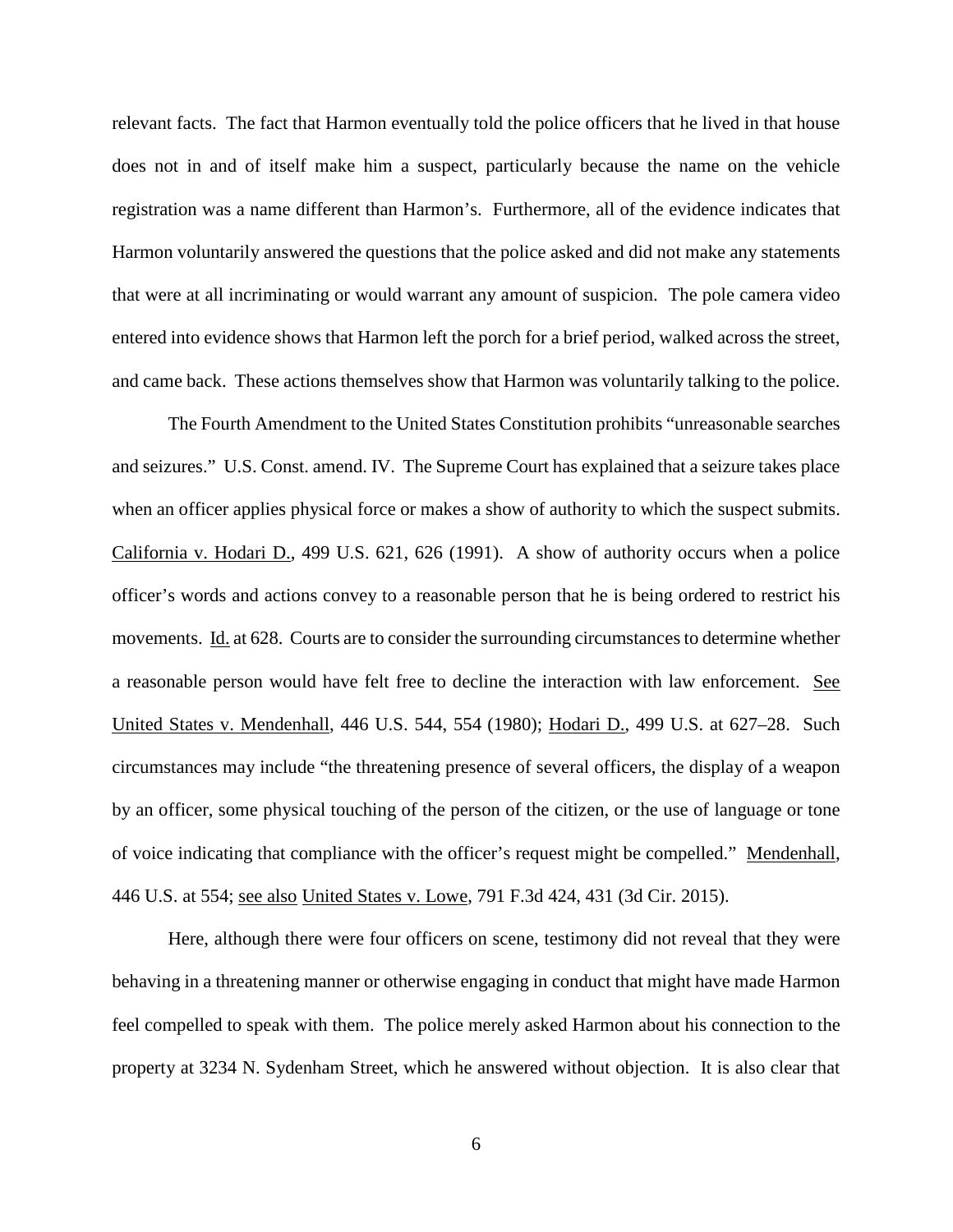relevant facts. The fact that Harmon eventually told the police officers that he lived in that house does not in and of itself make him a suspect, particularly because the name on the vehicle registration was a name different than Harmon's. Furthermore, all of the evidence indicates that Harmon voluntarily answered the questions that the police asked and did not make any statements that were at all incriminating or would warrant any amount of suspicion. The pole camera video entered into evidence shows that Harmon left the porch for a brief period, walked across the street, and came back. These actions themselves show that Harmon was voluntarily talking to the police.

The Fourth Amendment to the United States Constitution prohibits "unreasonable searches and seizures." U.S. Const. amend. IV. The Supreme Court has explained that a seizure takes place when an officer applies physical force or makes a show of authority to which the suspect submits. California v. Hodari D., 499 U.S. 621, 626 (1991). A show of authority occurs when a police officer's words and actions convey to a reasonable person that he is being ordered to restrict his movements. Id. at 628. Courts are to consider the surrounding circumstances to determine whether a reasonable person would have felt free to decline the interaction with law enforcement. See United States v. Mendenhall, 446 U.S. 544, 554 (1980); Hodari D., 499 U.S. at 627–28. Such circumstances may include "the threatening presence of several officers, the display of a weapon by an officer, some physical touching of the person of the citizen, or the use of language or tone of voice indicating that compliance with the officer's request might be compelled." Mendenhall, 446 U.S. at 554; see also United States v. Lowe, 791 F.3d 424, 431 (3d Cir. 2015).

Here, although there were four officers on scene, testimony did not reveal that they were behaving in a threatening manner or otherwise engaging in conduct that might have made Harmon feel compelled to speak with them. The police merely asked Harmon about his connection to the property at 3234 N. Sydenham Street, which he answered without objection. It is also clear that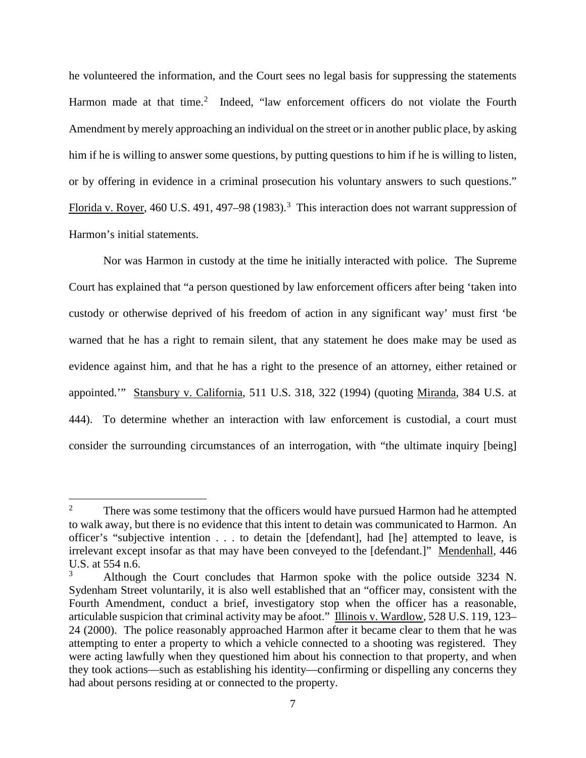he volunteered the information, and the Court sees no legal basis for suppressing the statements Harmon made at that time.[2] Indeed, "law enforcement officers do not violate the Fourth Amendment by merely approaching an individual on the street or in another public place, by asking him if he is willing to answer some questions, by putting questions to him if he is willing to listen, or by offering in evidence in a criminal prosecution his voluntary answers to such questions." Florida v. Royer, 460 U.S. 491, 497–98 (1983).[3] This interaction does not warrant suppression of Harmon's initial statements.

Nor was Harmon in custody at the time he initially interacted with police. The Supreme Court has explained that "a person questioned by law enforcement officers after being 'taken into custody or otherwise deprived of his freedom of action in any significant way' must first 'be warned that he has a right to remain silent, that any statement he does make may be used as evidence against him, and that he has a right to the presence of an attorney, either retained or appointed.'" Stansbury v. California, 511 U.S. 318, 322 (1994) (quoting Miranda, 384 U.S. at 444). To determine whether an interaction with law enforcement is custodial, a court must consider the surrounding circumstances of an interrogation, with "the ultimate inquiry [being]

---

[2] There was some testimony that the officers would have pursued Harmon had he attempted to walk away, but there is no evidence that this intent to detain was communicated to Harmon. An officer's "subjective intention . . . to detain the [defendant], had [he] attempted to leave, is irrelevant except insofar as that may have been conveyed to the [defendant.]" Mendenhall, 446 U.S. at 554 n.6.

[3] Although the Court concludes that Harmon spoke with the police outside 3234 N. Sydenham Street voluntarily, it is also well established that an "officer may, consistent with the Fourth Amendment, conduct a brief, investigatory stop when the officer has a reasonable, articulable suspicion that criminal activity may be afoot." Illinois v. Wardlow, 528 U.S. 119, 123–24 (2000). The police reasonably approached Harmon after it became clear to them that he was attempting to enter a property to which a vehicle connected to a shooting was registered. They were acting lawfully when they questioned him about his connection to that property, and when they took actions—such as establishing his identity—confirming or dispelling any concerns they had about persons residing at or connected to the property.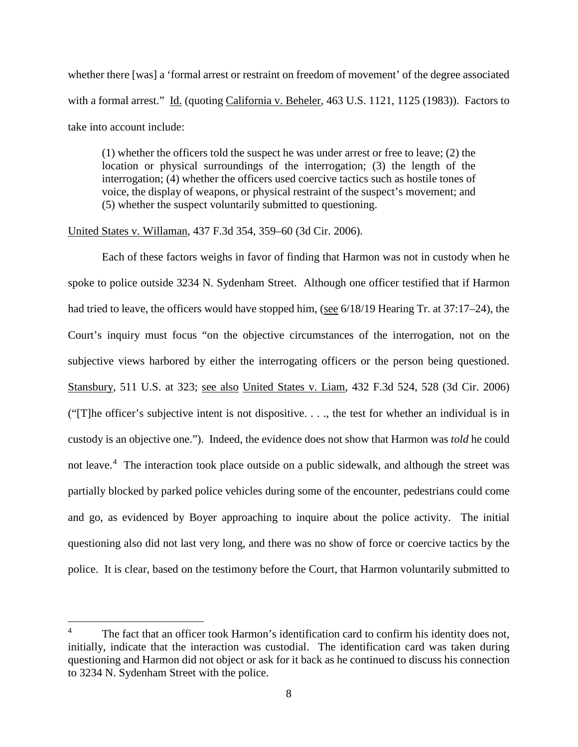whether there [was] a 'formal arrest or restraint on freedom of movement' of the degree associated with a formal arrest." Id. (quoting California v. Beheler, 463 U.S. 1121, 1125 (1983)). Factors to take into account include:

> (1) whether the officers told the suspect he was under arrest or free to leave; (2) the location or physical surroundings of the interrogation; (3) the length of the interrogation; (4) whether the officers used coercive tactics such as hostile tones of voice, the display of weapons, or physical restraint of the suspect's movement; and (5) whether the suspect voluntarily submitted to questioning.

United States v. Willaman, 437 F.3d 354, 359–60 (3d Cir. 2006).

Each of these factors weighs in favor of finding that Harmon was not in custody when he spoke to police outside 3234 N. Sydenham Street. Although one officer testified that if Harmon had tried to leave, the officers would have stopped him, (see 6/18/19 Hearing Tr. at 37:17–24), the Court's inquiry must focus "on the objective circumstances of the interrogation, not on the subjective views harbored by either the interrogating officers or the person being questioned. Stansbury, 511 U.S. at 323; see also United States v. Liam, 432 F.3d 524, 528 (3d Cir. 2006) ("[T]he officer's subjective intent is not dispositive. . . ., the test for whether an individual is in custody is an objective one."). Indeed, the evidence does not show that Harmon was *told* he could not leave.[4] The interaction took place outside on a public sidewalk, and although the street was partially blocked by parked police vehicles during some of the encounter, pedestrians could come and go, as evidenced by Boyer approaching to inquire about the police activity. The initial questioning also did not last very long, and there was no show of force or coercive tactics by the police. It is clear, based on the testimony before the Court, that Harmon voluntarily submitted to

[4] The fact that an officer took Harmon's identification card to confirm his identity does not, initially, indicate that the interaction was custodial. The identification card was taken during questioning and Harmon did not object or ask for it back as he continued to discuss his connection to 3234 N. Sydenham Street with the police.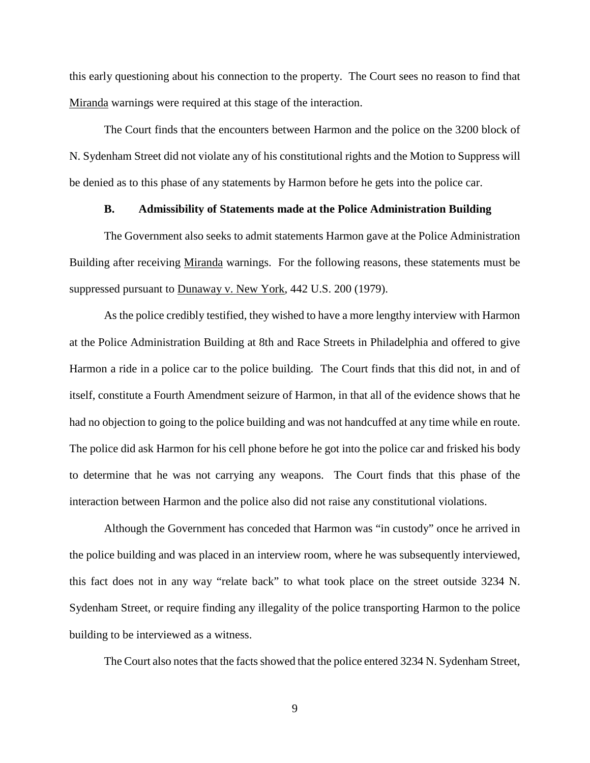this early questioning about his connection to the property. The Court sees no reason to find that Miranda warnings were required at this stage of the interaction.

The Court finds that the encounters between Harmon and the police on the 3200 block of N. Sydenham Street did not violate any of his constitutional rights and the Motion to Suppress will be denied as to this phase of any statements by Harmon before he gets into the police car.

### B. Admissibility of Statements made at the Police Administration Building

The Government also seeks to admit statements Harmon gave at the Police Administration Building after receiving Miranda warnings. For the following reasons, these statements must be suppressed pursuant to Dunaway v. New York, 442 U.S. 200 (1979).

As the police credibly testified, they wished to have a more lengthy interview with Harmon at the Police Administration Building at 8th and Race Streets in Philadelphia and offered to give Harmon a ride in a police car to the police building. The Court finds that this did not, in and of itself, constitute a Fourth Amendment seizure of Harmon, in that all of the evidence shows that he had no objection to going to the police building and was not handcuffed at any time while en route. The police did ask Harmon for his cell phone before he got into the police car and frisked his body to determine that he was not carrying any weapons. The Court finds that this phase of the interaction between Harmon and the police also did not raise any constitutional violations.

Although the Government has conceded that Harmon was "in custody" once he arrived in the police building and was placed in an interview room, where he was subsequently interviewed, this fact does not in any way "relate back" to what took place on the street outside 3234 N. Sydenham Street, or require finding any illegality of the police transporting Harmon to the police building to be interviewed as a witness.

The Court also notes that the facts showed that the police entered 3234 N. Sydenham Street,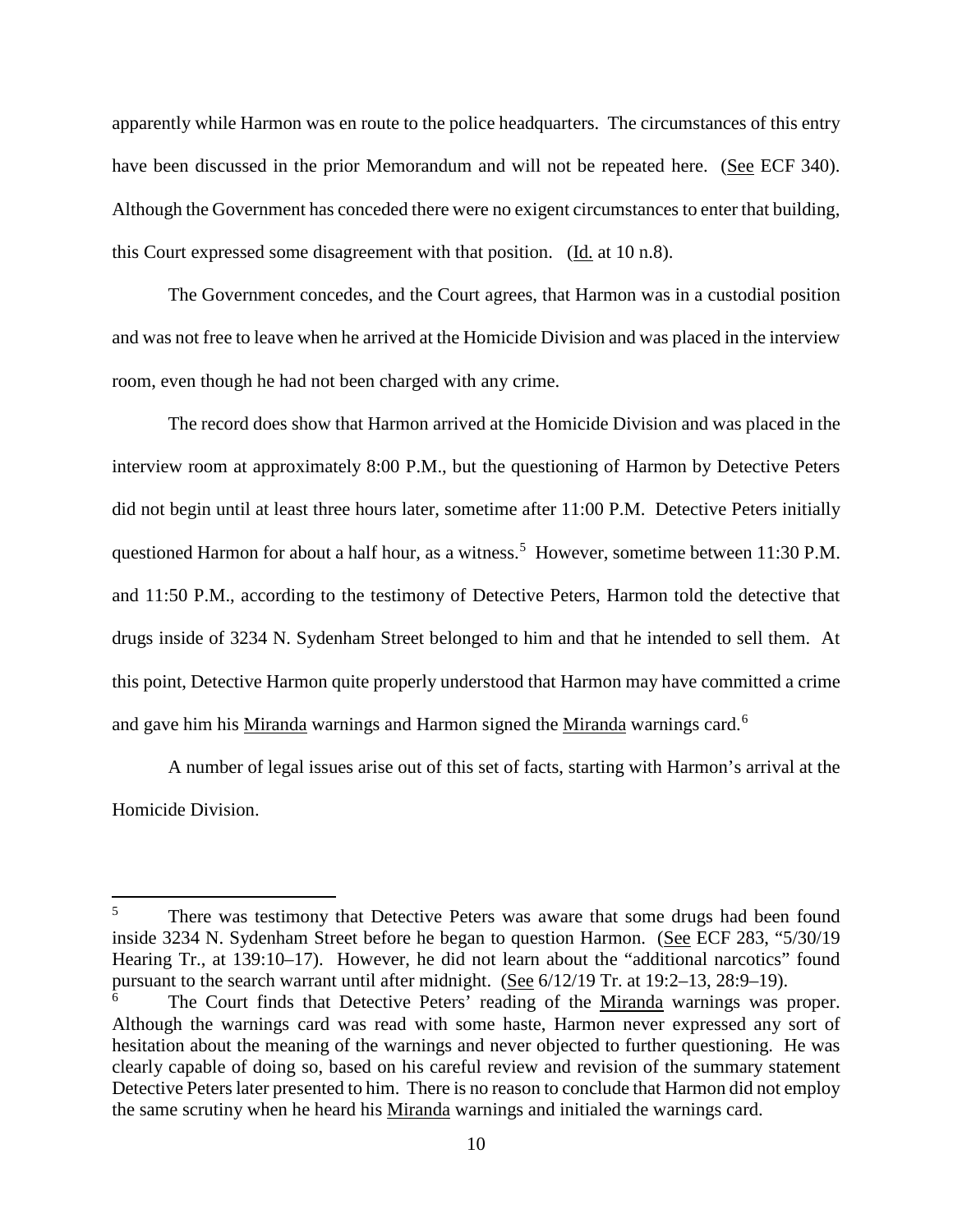apparently while Harmon was en route to the police headquarters. The circumstances of this entry have been discussed in the prior Memorandum and will not be repeated here. (See ECF 340). Although the Government has conceded there were no exigent circumstances to enter that building, this Court expressed some disagreement with that position. (Id. at 10 n.8).

The Government concedes, and the Court agrees, that Harmon was in a custodial position and was not free to leave when he arrived at the Homicide Division and was placed in the interview room, even though he had not been charged with any crime.

The record does show that Harmon arrived at the Homicide Division and was placed in the interview room at approximately 8:00 P.M., but the questioning of Harmon by Detective Peters did not begin until at least three hours later, sometime after 11:00 P.M. Detective Peters initially questioned Harmon for about a half hour, as a witness.[5] However, sometime between 11:30 P.M. and 11:50 P.M., according to the testimony of Detective Peters, Harmon told the detective that drugs inside of 3234 N. Sydenham Street belonged to him and that he intended to sell them. At this point, Detective Harmon quite properly understood that Harmon may have committed a crime and gave him his Miranda warnings and Harmon signed the Miranda warnings card.[6]

A number of legal issues arise out of this set of facts, starting with Harmon's arrival at the Homicide Division.

---

[5] There was testimony that Detective Peters was aware that some drugs had been found inside 3234 N. Sydenham Street before he began to question Harmon. (See ECF 283, "5/30/19 Hearing Tr., at 139:10–17). However, he did not learn about the "additional narcotics" found pursuant to the search warrant until after midnight. (See 6/12/19 Tr. at 19:2–13, 28:9–19).

[6] The Court finds that Detective Peters' reading of the Miranda warnings was proper. Although the warnings card was read with some haste, Harmon never expressed any sort of hesitation about the meaning of the warnings and never objected to further questioning. He was clearly capable of doing so, based on his careful review and revision of the summary statement Detective Peters later presented to him. There is no reason to conclude that Harmon did not employ the same scrutiny when he heard his Miranda warnings and initialed the warnings card.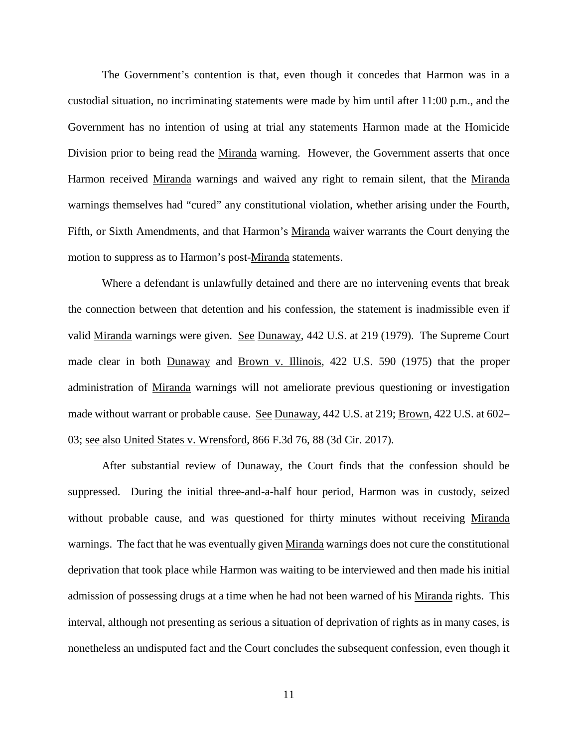The Government's contention is that, even though it concedes that Harmon was in a custodial situation, no incriminating statements were made by him until after 11:00 p.m., and the Government has no intention of using at trial any statements Harmon made at the Homicide Division prior to being read the Miranda warning. However, the Government asserts that once Harmon received Miranda warnings and waived any right to remain silent, that the Miranda warnings themselves had "cured" any constitutional violation, whether arising under the Fourth, Fifth, or Sixth Amendments, and that Harmon's Miranda waiver warrants the Court denying the motion to suppress as to Harmon's post-Miranda statements.

Where a defendant is unlawfully detained and there are no intervening events that break the connection between that detention and his confession, the statement is inadmissible even if valid Miranda warnings were given. See Dunaway, 442 U.S. at 219 (1979). The Supreme Court made clear in both Dunaway and Brown v. Illinois, 422 U.S. 590 (1975) that the proper administration of Miranda warnings will not ameliorate previous questioning or investigation made without warrant or probable cause. See Dunaway, 442 U.S. at 219; Brown, 422 U.S. at 602–03; see also United States v. Wrensford, 866 F.3d 76, 88 (3d Cir. 2017).

After substantial review of Dunaway, the Court finds that the confession should be suppressed. During the initial three-and-a-half hour period, Harmon was in custody, seized without probable cause, and was questioned for thirty minutes without receiving Miranda warnings. The fact that he was eventually given Miranda warnings does not cure the constitutional deprivation that took place while Harmon was waiting to be interviewed and then made his initial admission of possessing drugs at a time when he had not been warned of his Miranda rights. This interval, although not presenting as serious a situation of deprivation of rights as in many cases, is nonetheless an undisputed fact and the Court concludes the subsequent confession, even though it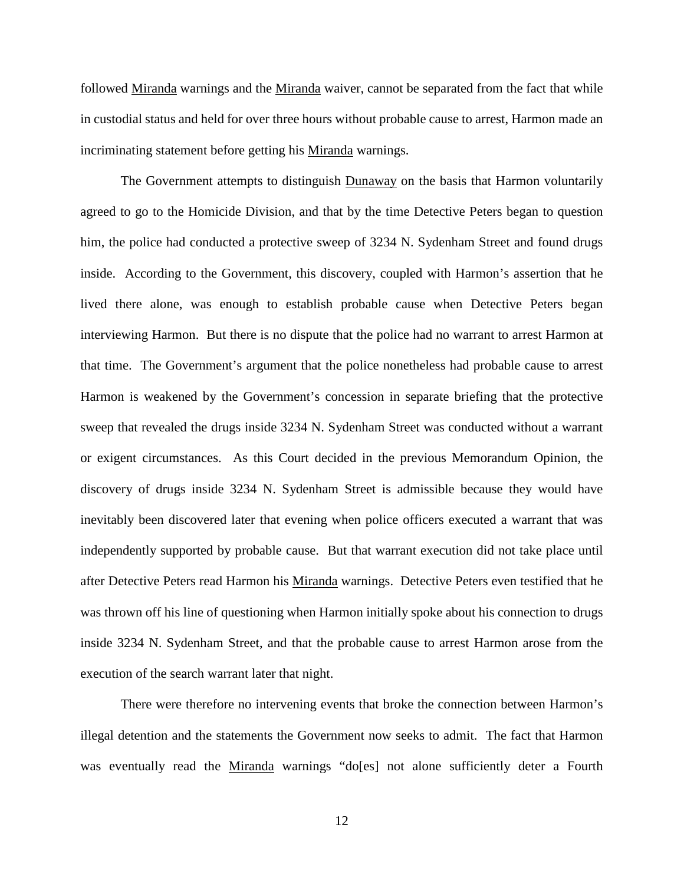followed Miranda warnings and the Miranda waiver, cannot be separated from the fact that while in custodial status and held for over three hours without probable cause to arrest, Harmon made an incriminating statement before getting his Miranda warnings.

The Government attempts to distinguish Dunaway on the basis that Harmon voluntarily agreed to go to the Homicide Division, and that by the time Detective Peters began to question him, the police had conducted a protective sweep of 3234 N. Sydenham Street and found drugs inside. According to the Government, this discovery, coupled with Harmon's assertion that he lived there alone, was enough to establish probable cause when Detective Peters began interviewing Harmon. But there is no dispute that the police had no warrant to arrest Harmon at that time. The Government's argument that the police nonetheless had probable cause to arrest Harmon is weakened by the Government's concession in separate briefing that the protective sweep that revealed the drugs inside 3234 N. Sydenham Street was conducted without a warrant or exigent circumstances. As this Court decided in the previous Memorandum Opinion, the discovery of drugs inside 3234 N. Sydenham Street is admissible because they would have inevitably been discovered later that evening when police officers executed a warrant that was independently supported by probable cause. But that warrant execution did not take place until after Detective Peters read Harmon his Miranda warnings. Detective Peters even testified that he was thrown off his line of questioning when Harmon initially spoke about his connection to drugs inside 3234 N. Sydenham Street, and that the probable cause to arrest Harmon arose from the execution of the search warrant later that night.

There were therefore no intervening events that broke the connection between Harmon's illegal detention and the statements the Government now seeks to admit. The fact that Harmon was eventually read the Miranda warnings "do[es] not alone sufficiently deter a Fourth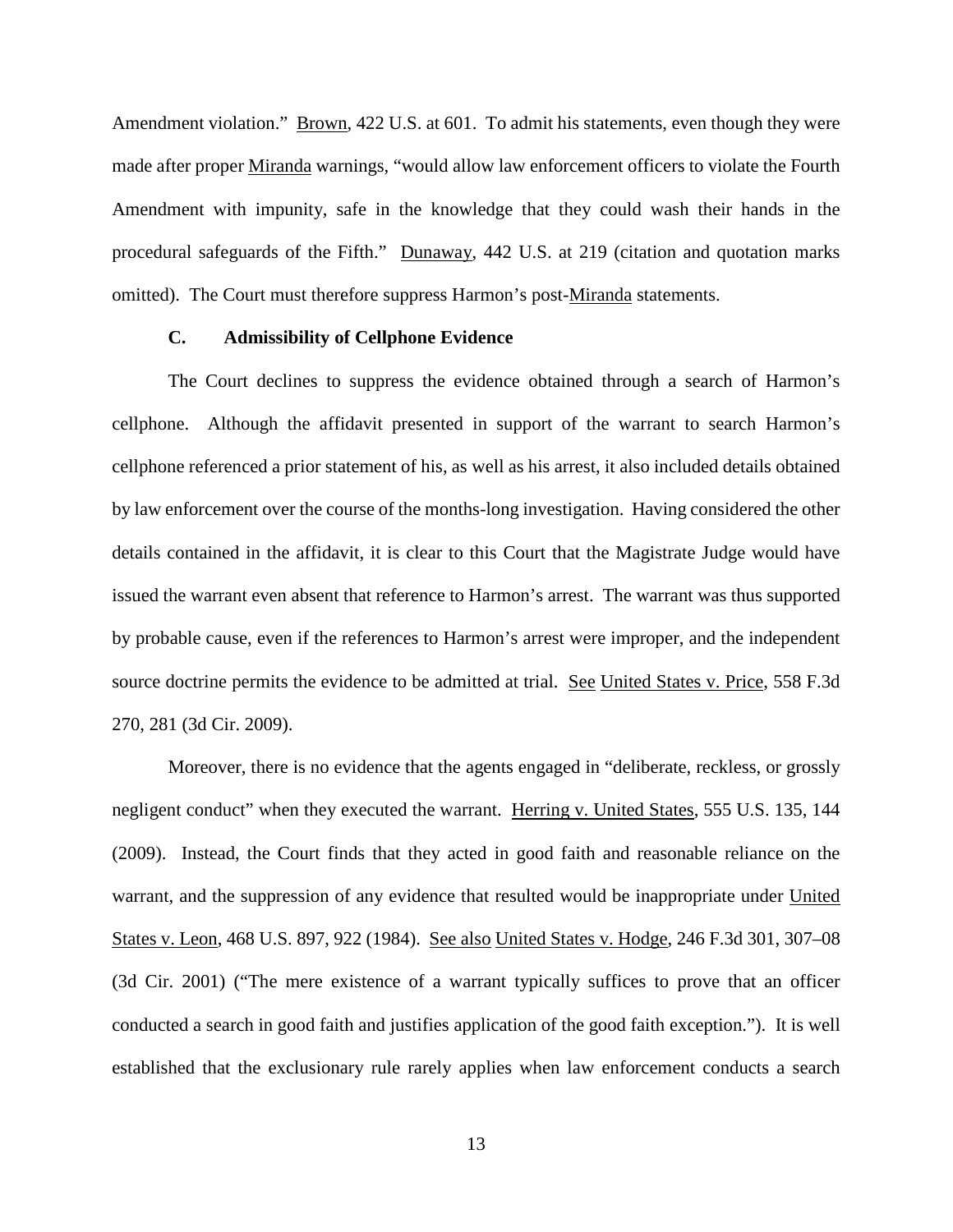Amendment violation." Brown, 422 U.S. at 601. To admit his statements, even though they were made after proper Miranda warnings, "would allow law enforcement officers to violate the Fourth Amendment with impunity, safe in the knowledge that they could wash their hands in the procedural safeguards of the Fifth." Dunaway, 442 U.S. at 219 (citation and quotation marks omitted). The Court must therefore suppress Harmon's post-Miranda statements.

### C. Admissibility of Cellphone Evidence

The Court declines to suppress the evidence obtained through a search of Harmon's cellphone. Although the affidavit presented in support of the warrant to search Harmon's cellphone referenced a prior statement of his, as well as his arrest, it also included details obtained by law enforcement over the course of the months-long investigation. Having considered the other details contained in the affidavit, it is clear to this Court that the Magistrate Judge would have issued the warrant even absent that reference to Harmon's arrest. The warrant was thus supported by probable cause, even if the references to Harmon's arrest were improper, and the independent source doctrine permits the evidence to be admitted at trial. See United States v. Price, 558 F.3d 270, 281 (3d Cir. 2009).

Moreover, there is no evidence that the agents engaged in "deliberate, reckless, or grossly negligent conduct" when they executed the warrant. Herring v. United States, 555 U.S. 135, 144 (2009). Instead, the Court finds that they acted in good faith and reasonable reliance on the warrant, and the suppression of any evidence that resulted would be inappropriate under United States v. Leon, 468 U.S. 897, 922 (1984). See also United States v. Hodge, 246 F.3d 301, 307–08 (3d Cir. 2001) ("The mere existence of a warrant typically suffices to prove that an officer conducted a search in good faith and justifies application of the good faith exception."). It is well established that the exclusionary rule rarely applies when law enforcement conducts a search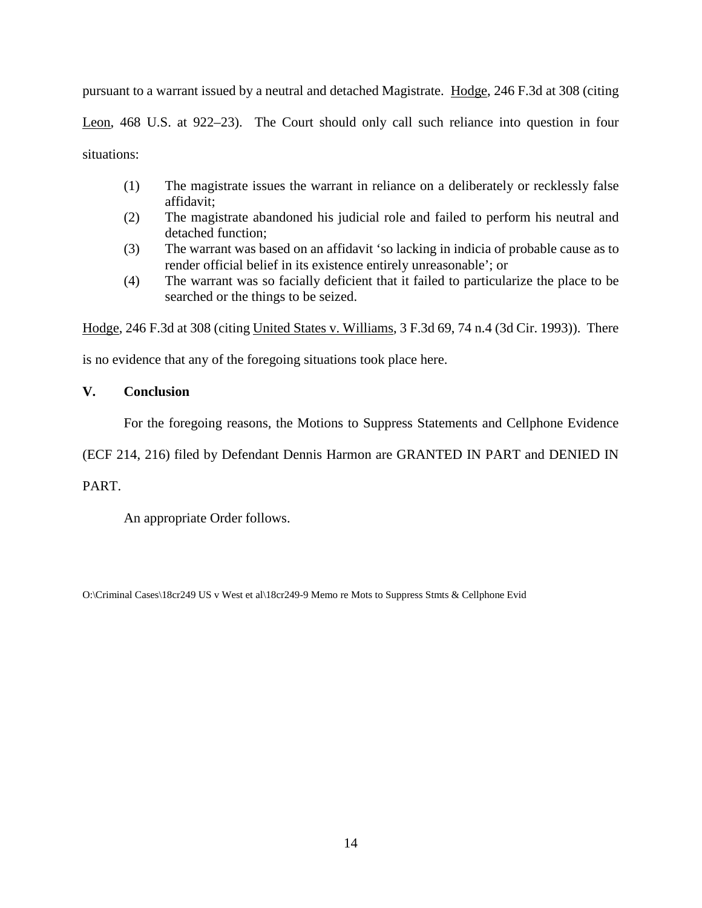pursuant to a warrant issued by a neutral and detached Magistrate. Hodge, 246 F.3d at 308 (citing Leon, 468 U.S. at 922–23). The Court should only call such reliance into question in four situations:

> (1) The magistrate issues the warrant in reliance on a deliberately or recklessly false affidavit;
>
> (2) The magistrate abandoned his judicial role and failed to perform his neutral and detached function;
>
> (3) The warrant was based on an affidavit 'so lacking in indicia of probable cause as to render official belief in its existence entirely unreasonable'; or
>
> (4) The warrant was so facially deficient that it failed to particularize the place to be searched or the things to be seized.

Hodge, 246 F.3d at 308 (citing United States v. Williams, 3 F.3d 69, 74 n.4 (3d Cir. 1993)). There is no evidence that any of the foregoing situations took place here.

## V. Conclusion

For the foregoing reasons, the Motions to Suppress Statements and Cellphone Evidence (ECF 214, 216) filed by Defendant Dennis Harmon are GRANTED IN PART and DENIED IN PART.

An appropriate Order follows.

O:\Criminal Cases\18cr249 US v West et al\18cr249-9 Memo re Mots to Suppress Stmts & Cellphone Evid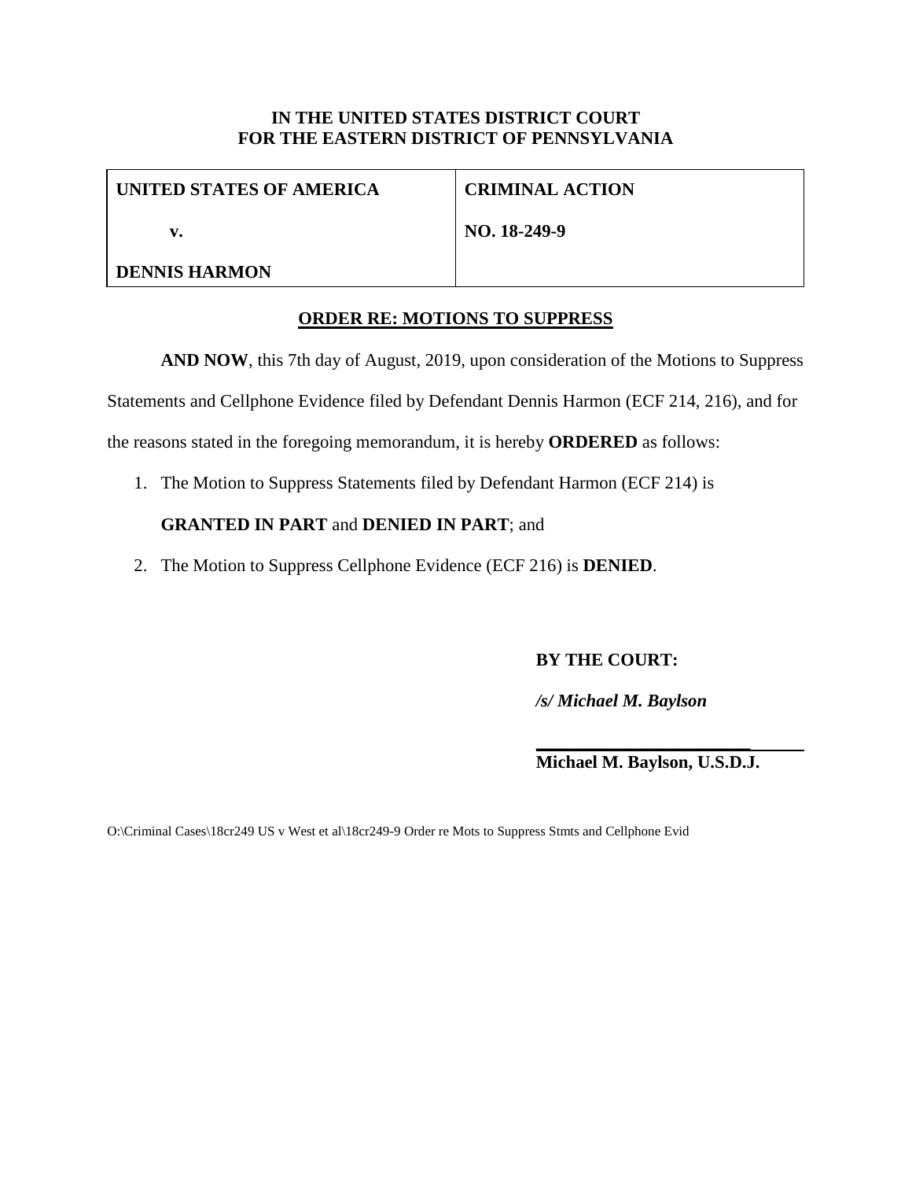**IN THE UNITED STATES DISTRICT COURT**
**FOR THE EASTERN DISTRICT OF PENNSYLVANIA**

| | |
|---|---|
| **UNITED STATES OF AMERICA** | **CRIMINAL ACTION** |
| **v.** | **NO. 18-249-9** |
| **DENNIS HARMON** | |

**ORDER RE: MOTIONS TO SUPPRESS**

**AND NOW**, this 7th day of August, 2019, upon consideration of the Motions to Suppress Statements and Cellphone Evidence filed by Defendant Dennis Harmon (ECF 214, 216), and for the reasons stated in the foregoing memorandum, it is hereby **ORDERED** as follows:

1. The Motion to Suppress Statements filed by Defendant Harmon (ECF 214) is **GRANTED IN PART** and **DENIED IN PART**; and
2. The Motion to Suppress Cellphone Evidence (ECF 216) is **DENIED**.

**BY THE COURT:**

***/s/ Michael M. Baylson***

**Michael M. Baylson, U.S.D.J.**

O:\Criminal Cases\18cr249 US v West et al\18cr249-9 Order re Mots to Suppress Stmts and Cellphone Evid